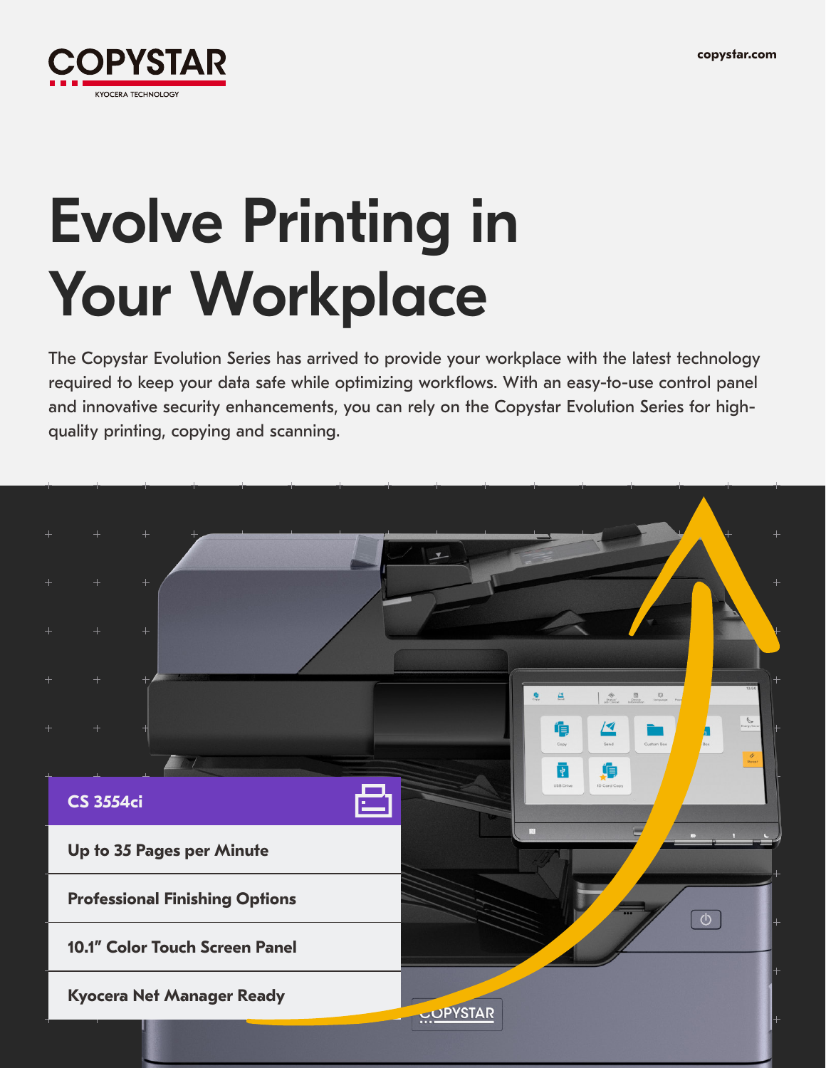COPYSTAR

KYOCERA TECHNOLOGY

copystar.com

# Evolve Printing in Your Workplace

The Copystar Evolution Series has arrived to provide your workplace with the latest technology required to keep your data safe while optimizing workflows. With an easy-to-use control panel and innovative security enhancements, you can rely on the Copystar Evolution Series for high-quality printing, copying and scanning.

## CS 3554ci

- **Up to 35 Pages per Minute**
- **Professional Finishing Options**
- **10.1" Color Touch Screen Panel**
- **Kyocera Net Manager Ready**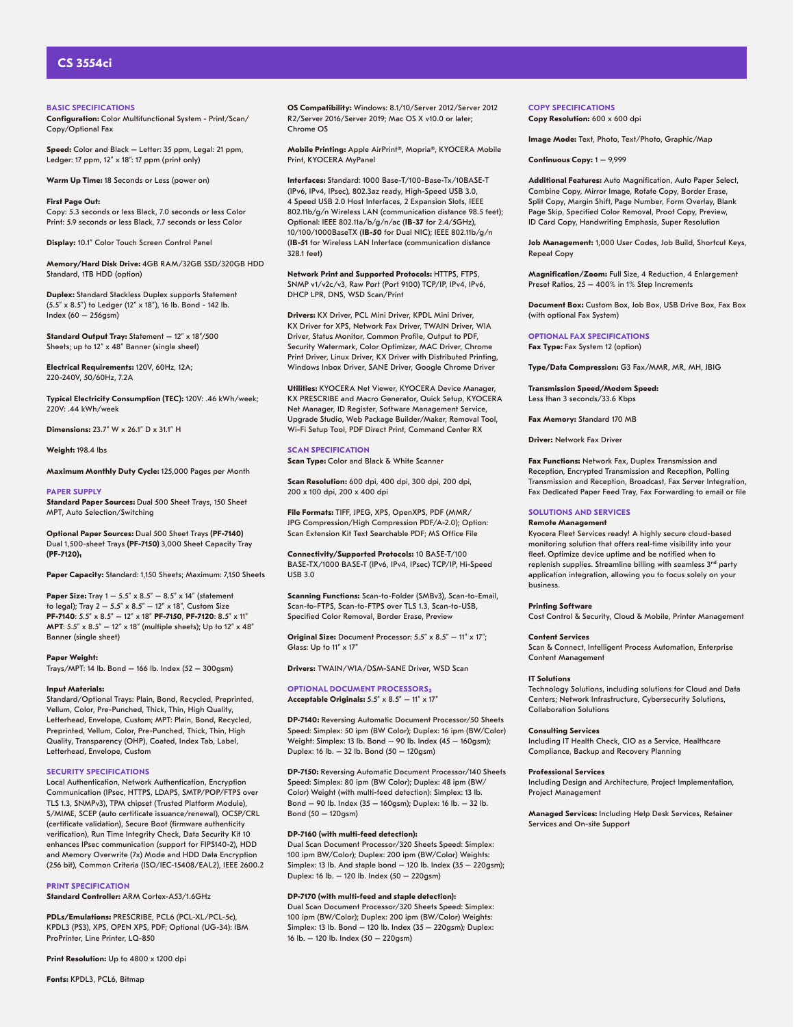# CS 3554ci

## BASIC SPECIFICATIONS

**Configuration:** Color Multifunctional System - Print/Scan/Copy/Optional Fax

**Speed:** Color and Black — Letter: 35 ppm, Legal: 21 ppm, Ledger: 17 ppm, 12" x 18": 17 ppm (print only)

**Warm Up Time:** 18 Seconds or Less (power on)

**First Page Out:**
Copy: 5.3 seconds or less Black, 7.0 seconds or less Color
Print: 5.9 seconds or less Black, 7.7 seconds or less Color

**Display:** 10.1" Color Touch Screen Control Panel

**Memory/Hard Disk Drive:** 4GB RAM/32GB SSD/320GB HDD Standard, 1TB HDD (option)

**Duplex:** Standard Stackless Duplex supports Statement (5.5" x 8.5") to Ledger (12" x 18"), 16 lb. Bond - 142 lb. Index (60 — 256gsm)

**Standard Output Tray:** Statement — 12" x 18"/500 Sheets; up to 12" x 48" Banner (single sheet)

**Electrical Requirements:** 120V, 60Hz, 12A; 220-240V, 50/60Hz, 7.2A

**Typical Electricity Consumption (TEC):** 120V: .46 kWh/week; 220V: .44 kWh/week

**Dimensions:** 23.7" W x 26.1" D x 31.1" H

**Weight:** 198.4 lbs

**Maximum Monthly Duty Cycle:** 125,000 Pages per Month

## PAPER SUPPLY

**Standard Paper Sources:** Dual 500 Sheet Trays, 150 Sheet MPT, Auto Selection/Switching

**Optional Paper Sources:** Dual 500 Sheet Trays **(PF-7140)** Dual 1,500-sheet Trays **(PF-7150)** 3,000 Sheet Capacity Tray **(PF-7120)**[1]

**Paper Capacity:** Standard: 1,150 Sheets; Maximum: 7,150 Sheets

**Paper Size:** Tray 1 — 5.5" x 8.5" — 8.5" x 14" (statement to legal); Tray 2 — 5.5" x 8.5" — 12" x 18", Custom Size **PF-7140**: 5.5" x 8.5" — 12" x 18" **PF-7150**, **PF-7120**: 8.5" x 11" **MPT**: 5.5" x 8.5" — 12" x 18" (multiple sheets); Up to 12" x 48" Banner (single sheet)

**Paper Weight:**
Trays/MPT: 14 lb. Bond — 166 lb. Index (52 — 300gsm)

**Input Materials:**
Standard/Optional Trays: Plain, Bond, Recycled, Preprinted, Vellum, Color, Pre-Punched, Thick, Thin, High Quality, Letterhead, Envelope, Custom; MPT: Plain, Bond, Recycled, Preprinted, Vellum, Color, Pre-Punched, Thick, Thin, High Quality, Transparency (OHP), Coated, Index Tab, Label, Letterhead, Envelope, Custom

## SECURITY SPECIFICATIONS

Local Authentication, Network Authentication, Encryption Communication (IPsec, HTTPS, LDAPS, SMTP/POP/FTPS over TLS 1.3, SNMPv3), TPM chipset (Trusted Platform Module), S/MIME, SCEP (auto certificate issuance/renewal), OCSP/CRL (certificate validation), Secure Boot (firmware authenticity verification), Run Time Integrity Check, Data Security Kit 10 enhances IPsec communication (support for FIPS140-2), HDD and Memory Overwrite (7x) Mode and HDD Data Encryption (256 bit), Common Criteria (ISO/IEC-15408/EAL2), IEEE 2600.2

## PRINT SPECIFICATION

**Standard Controller:** ARM Cortex-A53/1.6GHz

**PDLs/Emulations:** PRESCRIBE, PCL6 (PCL-XL/PCL-5c), KPDL3 (PS3), XPS, OPEN XPS, PDF; Optional (UG-34): IBM ProPrinter, Line Printer, LQ-850

**Print Resolution:** Up to 4800 x 1200 dpi

**Fonts:** KPDL3, PCL6, Bitmap

**OS Compatibility:** Windows: 8.1/10/Server 2012/Server 2012 R2/Server 2016/Server 2019; Mac OS X v10.0 or later; Chrome OS

**Mobile Printing:** Apple AirPrint®, Mopria®, KYOCERA Mobile Print, KYOCERA MyPanel

**Interfaces:** Standard: 1000 Base-T/100-Base-Tx/10BASE-T (IPv6, IPv4, IPsec), 802.3az ready, High-Speed USB 3.0, 4 Speed USB 2.0 Host Interfaces, 2 Expansion Slots, IEEE 802.11b/g/n Wireless LAN (communication distance 98.5 feet); Optional: IEEE 802.11a/b/g/n/ac (**IB-37** for 2.4/5GHz), 10/100/1000BaseTX (**IB-50** for Dual NIC); IEEE 802.11b/g/n (**IB-51** for Wireless LAN Interface (communication distance 328.1 feet)

**Network Print and Supported Protocols:** HTTPS, FTPS, SNMP v1/v2c/v3, Raw Port (Port 9100) TCP/IP, IPv4, IPv6, DHCP LPR, DNS, WSD Scan/Print

**Drivers:** KX Driver, PCL Mini Driver, KPDL Mini Driver, KX Driver for XPS, Network Fax Driver, TWAIN Driver, WIA Driver, Status Monitor, Common Profile, Output to PDF, Security Watermark, Color Optimizer, MAC Driver, Chrome Print Driver, Linux Driver, KX Driver with Distributed Printing, Windows Inbox Driver, SANE Driver, Google Chrome Driver

**Utilities:** KYOCERA Net Viewer, KYOCERA Device Manager, KX PRESCRIBE and Macro Generator, Quick Setup, KYOCERA Net Manager, ID Register, Software Management Service, Upgrade Studio, Web Package Builder/Maker, Removal Tool, Wi-Fi Setup Tool, PDF Direct Print, Command Center RX

## SCAN SPECIFICATION

**Scan Type:** Color and Black & White Scanner

**Scan Resolution:** 600 dpi, 400 dpi, 300 dpi, 200 dpi, 200 x 100 dpi, 200 x 400 dpi

**File Formats:** TIFF, JPEG, XPS, OpenXPS, PDF (MMR/JPG Compression/High Compression PDF/A-2.0); Option: Scan Extension Kit Text Searchable PDF; MS Office File

**Connectivity/Supported Protocols:** 10 BASE-T/100 BASE-TX/1000 BASE-T (IPv6, IPv4, IPsec) TCP/IP, Hi-Speed USB 3.0

**Scanning Functions:** Scan-to-Folder (SMBv3), Scan-to-Email, Scan-to-FTPS, Scan-to-FTPS over TLS 1.3, Scan-to-USB, Specified Color Removal, Border Erase, Preview

**Original Size:** Document Processor: 5.5" x 8.5" — 11" x 17"; Glass: Up to 11" x 17"

**Drivers:** TWAIN/WIA/DSM-SANE Driver, WSD Scan

## OPTIONAL DOCUMENT PROCESSORS[2]

**Acceptable Originals:** 5.5" x 8.5" — 11" x 17"

**DP-7140:** Reversing Automatic Document Processor/50 Sheets Speed: Simplex: 50 ipm (BW Color); Duplex: 16 ipm (BW/Color) Weight: Simplex: 13 lb. Bond — 90 lb. Index (45 — 160gsm); Duplex: 16 lb. — 32 lb. Bond (50 — 120gsm)

**DP-7150:** Reversing Automatic Document Processor/140 Sheets Speed: Simplex: 80 ipm (BW Color); Duplex: 48 ipm (BW/Color) Weight (with multi-feed detection): Simplex: 13 lb. Bond — 90 lb. Index (35 — 160gsm); Duplex: 16 lb. — 32 lb. Bond (50 — 120gsm)

**DP-7160 (with multi-feed detection):**
Dual Scan Document Processor/320 Sheets Speed: Simplex: 100 ipm BW/Color); Duplex: 200 ipm (BW/Color) Weights: Simplex: 13 lb. And staple bond — 120 lb. Index (35 — 220gsm); Duplex: 16 lb. — 120 lb. Index (50 — 220gsm)

**DP-7170 (with multi-feed and staple detection):**
Dual Scan Document Processor/320 Sheets Speed: Simplex: 100 ipm (BW/Color); Duplex: 200 ipm (BW/Color) Weights: Simplex: 13 lb. Bond — 120 lb. Index (35 — 220gsm); Duplex: 16 lb. — 120 lb. Index (50 — 220gsm)

## COPY SPECIFICATIONS

**Copy Resolution:** 600 x 600 dpi

**Image Mode:** Text, Photo, Text/Photo, Graphic/Map

**Continuous Copy:** 1 — 9,999

**Additional Features:** Auto Magnification, Auto Paper Select, Combine Copy, Mirror Image, Rotate Copy, Border Erase, Split Copy, Margin Shift, Page Number, Form Overlay, Blank Page Skip, Specified Color Removal, Proof Copy, Preview, ID Card Copy, Handwriting Emphasis, Super Resolution

**Job Management:** 1,000 User Codes, Job Build, Shortcut Keys, Repeat Copy

**Magnification/Zoom:** Full Size, 4 Reduction, 4 Enlargement Preset Ratios, 25 — 400% in 1% Step Increments

**Document Box:** Custom Box, Job Box, USB Drive Box, Fax Box (with optional Fax System)

## OPTIONAL FAX SPECIFICATIONS

**Fax Type:** Fax System 12 (option)

**Type/Data Compression:** G3 Fax/MMR, MR, MH, JBIG

**Transmission Speed/Modem Speed:**
Less than 3 seconds/33.6 Kbps

**Fax Memory:** Standard 170 MB

**Driver:** Network Fax Driver

**Fax Functions:** Network Fax, Duplex Transmission and Reception, Encrypted Transmission and Reception, Polling Transmission and Reception, Broadcast, Fax Server Integration, Fax Dedicated Paper Feed Tray, Fax Forwarding to email or file

## SOLUTIONS AND SERVICES

**Remote Management**
Kyocera Fleet Services ready! A highly secure cloud-based monitoring solution that offers real-time visibility into your fleet. Optimize device uptime and be notified when to replenish supplies. Streamline billing with seamless 3rd party application integration, allowing you to focus solely on your business.

**Printing Software**
Cost Control & Security, Cloud & Mobile, Printer Management

**Content Services**
Scan & Connect, Intelligent Process Automation, Enterprise Content Management

**IT Solutions**
Technology Solutions, including solutions for Cloud and Data Centers; Network Infrastructure, Cybersecurity Solutions, Collaboration Solutions

**Consulting Services**
Including IT Health Check, CIO as a Service, Healthcare Compliance, Backup and Recovery Planning

**Professional Services**
Including Design and Architecture, Project Implementation, Project Management

**Managed Services:** Including Help Desk Services, Retainer Services and On-site Support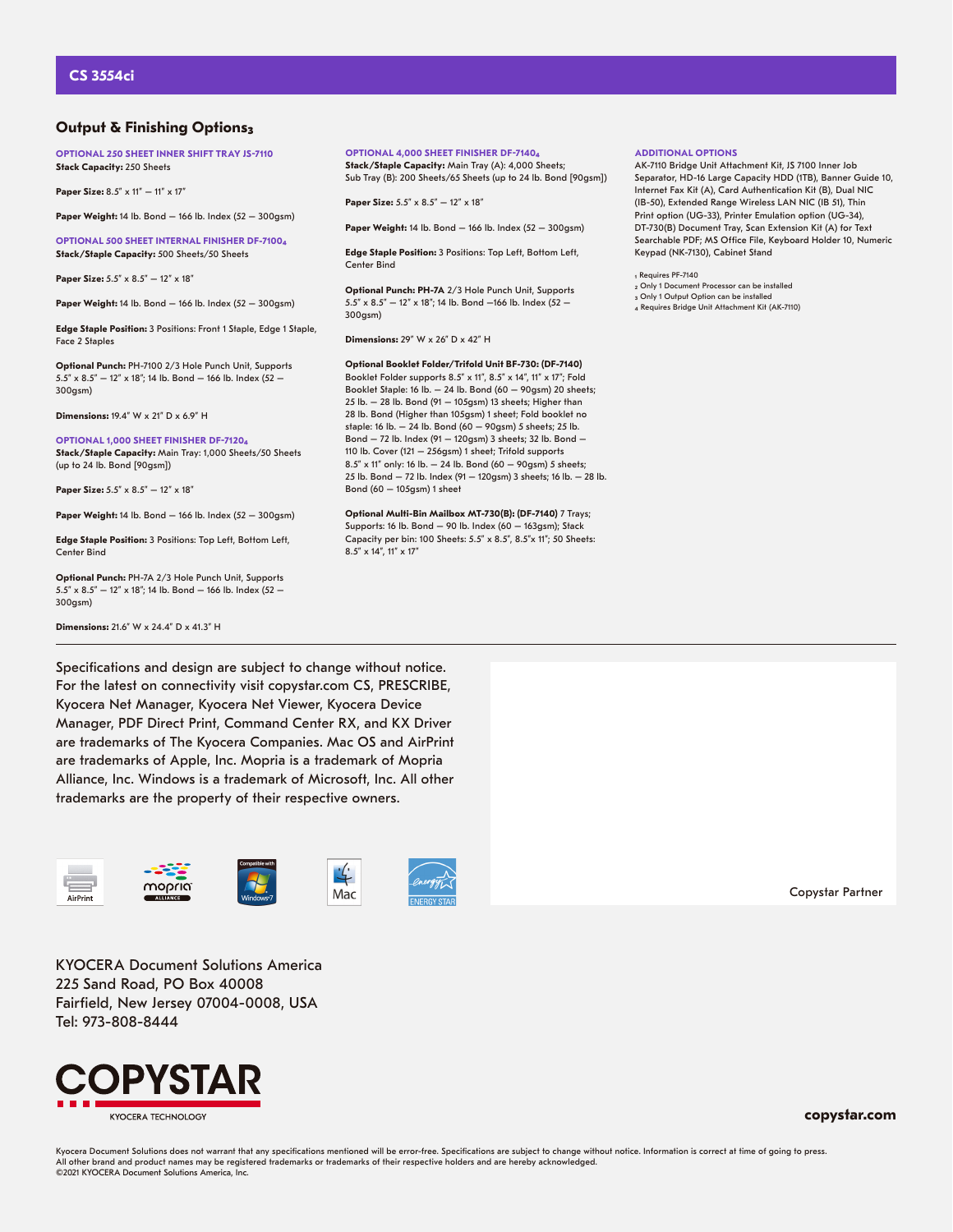## CS 3554ci

## Output & Finishing Options[3]

**OPTIONAL 250 SHEET INNER SHIFT TRAY JS-7110**
**Stack Capacity:** 250 Sheets

**Paper Size:** 8.5" x 11" — 11" x 17"

**Paper Weight:** 14 lb. Bond — 166 lb. Index (52 — 300gsm)

**OPTIONAL 500 SHEET INTERNAL FINISHER DF-7100[4]**
**Stack/Staple Capacity:** 500 Sheets/50 Sheets

**Paper Size:** 5.5" x 8.5" — 12" x 18"

**Paper Weight:** 14 lb. Bond — 166 lb. Index (52 — 300gsm)

**Edge Staple Position:** 3 Positions: Front 1 Staple, Edge 1 Staple, Face 2 Staples

**Optional Punch:** PH-7100 2/3 Hole Punch Unit, Supports 5.5" x 8.5" — 12" x 18"; 14 lb. Bond — 166 lb. Index (52 — 300gsm)

**Dimensions:** 19.4" W x 21" D x 6.9" H

**OPTIONAL 1,000 SHEET FINISHER DF-7120[4]**
**Stack/Staple Capacity:** Main Tray: 1,000 Sheets/50 Sheets (up to 24 lb. Bond [90gsm])

**Paper Size:** 5.5" x 8.5" — 12" x 18"

**Paper Weight:** 14 lb. Bond — 166 lb. Index (52 — 300gsm)

**Edge Staple Position:** 3 Positions: Top Left, Bottom Left, Center Bind

**Optional Punch:** PH-7A 2/3 Hole Punch Unit, Supports 5.5" x 8.5" — 12" x 18"; 14 lb. Bond — 166 lb. Index (52 — 300gsm)

**Dimensions:** 21.6" W x 24.4" D x 41.3" H

**OPTIONAL 4,000 SHEET FINISHER DF-7140[4]**
**Stack/Staple Capacity:** Main Tray (A): 4,000 Sheets; Sub Tray (B): 200 Sheets/65 Sheets (up to 24 lb. Bond [90gsm])

**Paper Size:** 5.5" x 8.5" — 12" x 18"

**Paper Weight:** 14 lb. Bond — 166 lb. Index (52 — 300gsm)

**Edge Staple Position:** 3 Positions: Top Left, Bottom Left, Center Bind

**Optional Punch: PH-7A** 2/3 Hole Punch Unit, Supports 5.5" x 8.5" — 12" x 18"; 14 lb. Bond —166 lb. Index (52 — 300gsm)

**Dimensions:** 29" W x 26" D x 42" H

**Optional Booklet Folder/Trifold Unit BF-730: (DF-7140)** Booklet Folder supports 8.5" x 11", 8.5" x 14", 11" x 17"; Fold Booklet Staple: 16 lb. — 24 lb. Bond (60 — 90gsm) 20 sheets; 25 lb. — 28 lb. Bond (91 — 105gsm) 13 sheets; Higher than 28 lb. Bond (Higher than 105gsm) 1 sheet; Fold booklet no staple: 16 lb. — 24 lb. Bond (60 — 90gsm) 5 sheets; 25 lb. Bond — 72 lb. Index (91 — 120gsm) 3 sheets; 32 lb. Bond — 110 lb. Cover (121 — 256gsm) 1 sheet; Trifold supports 8.5" x 11" only: 16 lb. — 24 lb. Bond (60 — 90gsm) 5 sheets; 25 lb. Bond — 72 lb. Index (91 — 120gsm) 3 sheets; 16 lb. — 28 lb. Bond (60 — 105gsm) 1 sheet

**Optional Multi-Bin Mailbox MT-730(B): (DF-7140)** 7 Trays; Supports: 16 lb. Bond — 90 lb. Index (60 — 163gsm); Stack Capacity per bin: 100 Sheets: 5.5" x 8.5", 8.5"x 11"; 50 Sheets: 8.5" x 14", 11" x 17"

**ADDITIONAL OPTIONS**
AK-7110 Bridge Unit Attachment Kit, JS 7100 Inner Job Separator, HD-16 Large Capacity HDD (1TB), Banner Guide 10, Internet Fax Kit (A), Card Authentication Kit (B), Dual NIC (IB-50), Extended Range Wireless LAN NIC (IB 51), Thin Print option (UG-33), Printer Emulation option (UG-34), DT-730(B) Document Tray, Scan Extension Kit (A) for Text Searchable PDF; MS Office File, Keyboard Holder 10, Numeric Keypad (NK-7130), Cabinet Stand

[1] Requires PF-7140
[2] Only 1 Document Processor can be installed
[3] Only 1 Output Option can be installed
[4] Requires Bridge Unit Attachment Kit (AK-7110)

---

Specifications and design are subject to change without notice. For the latest on connectivity visit copystar.com CS, PRESCRIBE, Kyocera Net Manager, Kyocera Net Viewer, Kyocera Device Manager, PDF Direct Print, Command Center RX, and KX Driver are trademarks of The Kyocera Companies. Mac OS and AirPrint are trademarks of Apple, Inc. Mopria is a trademark of Mopria Alliance, Inc. Windows is a trademark of Microsoft, Inc. All other trademarks are the property of their respective owners.

AirPrint
mopria ALLIANCE
Compatible with Windows 7
Mac
ENERGY STAR

Copystar Partner

KYOCERA Document Solutions America
225 Sand Road, PO Box 40008
Fairfield, New Jersey 07004-0008, USA
Tel: 973-808-8444

COPYSTAR
KYOCERA TECHNOLOGY

**copystar.com**

Kyocera Document Solutions does not warrant that any specifications mentioned will be error-free. Specifications are subject to change without notice. Information is correct at time of going to press.
All other brand and product names may be registered trademarks or trademarks of their respective holders and are hereby acknowledged.
©2021 KYOCERA Document Solutions America, Inc.